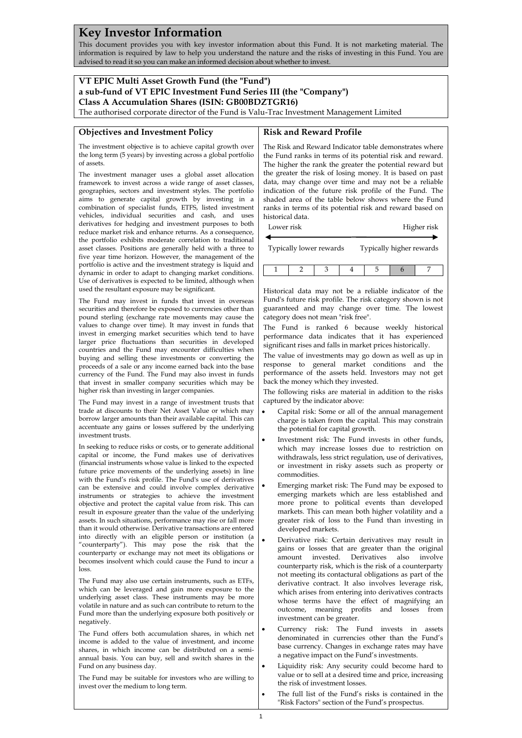# Key Investor Information

This document provides you with key investor information about this Fund. It is not marketing material. The information is required by law to help you understand the nature and the risks of investing in this Fund. You are advised to read it so you can make an informed decision about whether to invest.

**VT EPIC Multi Asset Growth Fund (the "Fund")**
**a sub-fund of VT EPIC Investment Fund Series III (the "Company")**
**Class A Accumulation Shares (ISIN: GB00BDZTGR16)**
The authorised corporate director of the Fund is Valu-Trac Investment Management Limited

## Objectives and Investment Policy

The investment objective is to achieve capital growth over the long term (5 years) by investing across a global portfolio of assets.

The investment manager uses a global asset allocation framework to invest across a wide range of asset classes, geographies, sectors and investment styles. The portfolio aims to generate capital growth by investing in a combination of specialist funds, ETFS, listed investment vehicles, individual securities and cash, and uses derivatives for hedging and investment purposes to both reduce market risk and enhance returns. As a consequence, the portfolio exhibits moderate correlation to traditional asset classes. Positions are generally held with a three to five year time horizon. However, the management of the portfolio is active and the investment strategy is liquid and dynamic in order to adapt to changing market conditions. Use of derivatives is expected to be limited, although when used the resultant exposure may be significant.

The Fund may invest in funds that invest in overseas securities and therefore be exposed to currencies other than pound sterling (exchange rate movements may cause the values to change over time). It may invest in funds that invest in emerging market securities which tend to have larger price fluctuations than securities in developed countries and the Fund may encounter difficulties when buying and selling these investments or converting the proceeds of a sale or any income earned back into the base currency of the Fund. The Fund may also invest in funds that invest in smaller company securities which may be higher risk than investing in larger companies.

The Fund may invest in a range of investment trusts that trade at discounts to their Net Asset Value or which may borrow larger amounts than their available capital. This can accentuate any gains or losses suffered by the underlying investment trusts.

In seeking to reduce risks or costs, or to generate additional capital or income, the Fund makes use of derivatives (financial instruments whose value is linked to the expected future price movements of the underlying assets) in line with the Fund's risk profile. The Fund's use of derivatives can be extensive and could involve complex derivative instruments or strategies to achieve the investment objective and protect the capital value from risk. This can result in exposure greater than the value of the underlying assets. In such situations, performance may rise or fall more than it would otherwise. Derivative transactions are entered into directly with an eligible person or institution (a "counterparty"). This may pose the risk that the counterparty or exchange may not meet its obligations or becomes insolvent which could cause the Fund to incur a loss.

The Fund may also use certain instruments, such as ETFs, which can be leveraged and gain more exposure to the underlying asset class. These instruments may be more volatile in nature and as such can contribute to return to the Fund more than the underlying exposure both positively or negatively.

The Fund offers both accumulation shares, in which net income is added to the value of investment, and income shares, in which income can be distributed on a semi-annual basis. You can buy, sell and switch shares in the Fund on any business day.

The Fund may be suitable for investors who are willing to invest over the medium to long term.

## Risk and Reward Profile

The Risk and Reward Indicator table demonstrates where the Fund ranks in terms of its potential risk and reward. The higher the rank the greater the potential reward but the greater the risk of losing money. It is based on past data, may change over time and may not be a reliable indication of the future risk profile of the Fund. The shaded area of the table below shows where the Fund ranks in terms of its potential risk and reward based on historical data.

Lower risk — Higher risk

Typically lower rewards — Typically higher rewards

| 1 | 2 | 3 | 4 | 5 | **6** | 7 |
|---|---|---|---|---|---|---|

Historical data may not be a reliable indicator of the Fund's future risk profile. The risk category shown is not guaranteed and may change over time. The lowest category does not mean "risk free".

The Fund is ranked 6 because weekly historical performance data indicates that it has experienced significant rises and falls in market prices historically.

The value of investments may go down as well as up in response to general market conditions and the performance of the assets held. Investors may not get back the money which they invested.

The following risks are material in addition to the risks captured by the indicator above:

- Capital risk: Some or all of the annual management charge is taken from the capital. This may constrain the potential for capital growth.
- Investment risk: The Fund invests in other funds, which may increase losses due to restriction on withdrawals, less strict regulation, use of derivatives, or investment in risky assets such as property or commodities.
- Emerging market risk: The Fund may be exposed to emerging markets which are less established and more prone to political events than developed markets. This can mean both higher volatility and a greater risk of loss to the Fund than investing in developed markets.
- Derivative risk: Certain derivatives may result in gains or losses that are greater than the original amount invested. Derivatives also involve counterparty risk, which is the risk of a counterparty not meeting its contactural obligations as part of the derivative contract. It also involves leverage risk, which arises from entering into derivatives contracts whose terms have the effect of magnifying an outcome, meaning profits and losses from investment can be greater.
- Currency risk: The Fund invests in assets denominated in currencies other than the Fund's base currency. Changes in exchange rates may have a negative impact on the Fund's investments.
- Liquidity risk: Any security could become hard to value or to sell at a desired time and price, increasing the risk of investment losses.
- The full list of the Fund's risks is contained in the "Risk Factors" section of the Fund's prospectus.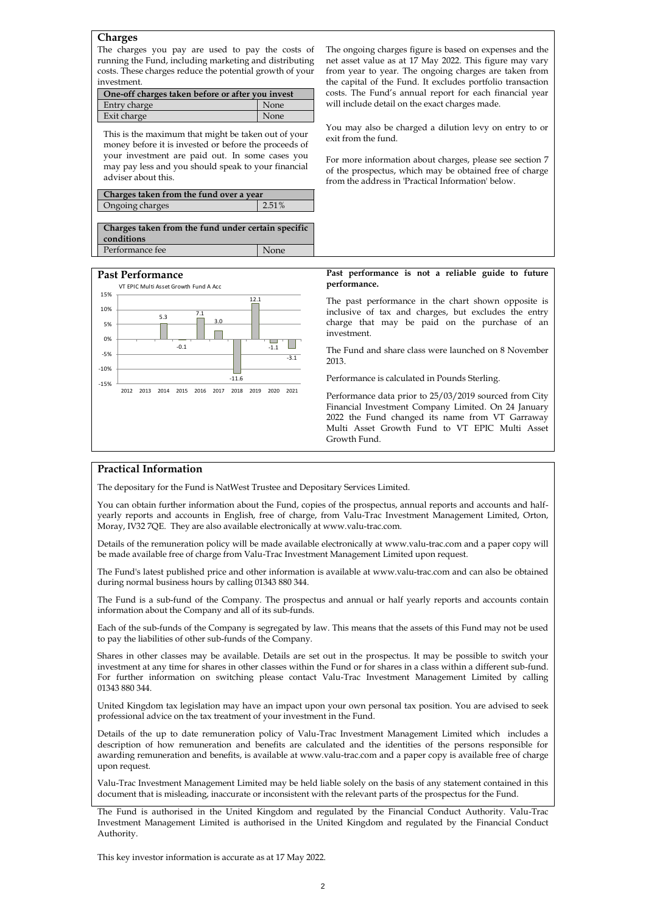## Charges

The charges you pay are used to pay the costs of running the Fund, including marketing and distributing costs. These charges reduce the potential growth of your investment.

| One-off charges taken before or after you invest | |
|---|---|
| Entry charge | None |
| Exit charge | None |

This is the maximum that might be taken out of your money before it is invested or before the proceeds of your investment are paid out. In some cases you may pay less and you should speak to your financial adviser about this.

| Charges taken from the fund over a year | |
|---|---|
| Ongoing charges | 2.51% |

| Charges taken from the fund under certain specific conditions | |
|---|---|
| Performance fee | None |

The ongoing charges figure is based on expenses and the net asset value as at 17 May 2022. This figure may vary from year to year. The ongoing charges are taken from the capital of the Fund. It excludes portfolio transaction costs. The Fund's annual report for each financial year will include detail on the exact charges made.

You may also be charged a dilution levy on entry to or exit from the fund.

For more information about charges, please see section 7 of the prospectus, which may be obtained free of charge from the address in 'Practical Information' below.

## Past Performance

VT EPIC Multi Asset Growth Fund A Acc

15%
10%
5%
0%
-5%
-10%
-15%

5.3
-0.1
7.1
3.0
-11.6
12.1
-1.1
-3.1

2012 2013 2014 2015 2016 2017 2018 2019 2020 2021

**Past performance is not a reliable guide to future performance.**

The past performance in the chart shown opposite is inclusive of tax and charges, but excludes the entry charge that may be paid on the purchase of an investment.

The Fund and share class were launched on 8 November 2013.

Performance is calculated in Pounds Sterling.

Performance data prior to 25/03/2019 sourced from City Financial Investment Company Limited. On 24 January 2022 the Fund changed its name from VT Garraway Multi Asset Growth Fund to VT EPIC Multi Asset Growth Fund.

## Practical Information

The depositary for the Fund is NatWest Trustee and Depositary Services Limited.

You can obtain further information about the Fund, copies of the prospectus, annual reports and accounts and half-yearly reports and accounts in English, free of charge, from Valu-Trac Investment Management Limited, Orton, Moray, IV32 7QE. They are also available electronically at www.valu-trac.com.

Details of the remuneration policy will be made available electronically at www.valu-trac.com and a paper copy will be made available free of charge from Valu-Trac Investment Management Limited upon request.

The Fund's latest published price and other information is available at www.valu-trac.com and can also be obtained during normal business hours by calling 01343 880 344.

The Fund is a sub-fund of the Company. The prospectus and annual or half yearly reports and accounts contain information about the Company and all of its sub-funds.

Each of the sub-funds of the Company is segregated by law. This means that the assets of this Fund may not be used to pay the liabilities of other sub-funds of the Company.

Shares in other classes may be available. Details are set out in the prospectus. It may be possible to switch your investment at any time for shares in other classes within the Fund or for shares in a class within a different sub-fund. For further information on switching please contact Valu-Trac Investment Management Limited by calling 01343 880 344.

United Kingdom tax legislation may have an impact upon your own personal tax position. You are advised to seek professional advice on the tax treatment of your investment in the Fund.

Details of the up to date remuneration policy of Valu-Trac Investment Management Limited which includes a description of how remuneration and benefits are calculated and the identities of the persons responsible for awarding remuneration and benefits, is available at www.valu-trac.com and a paper copy is available free of charge upon request.

Valu-Trac Investment Management Limited may be held liable solely on the basis of any statement contained in this document that is misleading, inaccurate or inconsistent with the relevant parts of the prospectus for the Fund.

The Fund is authorised in the United Kingdom and regulated by the Financial Conduct Authority. Valu-Trac Investment Management Limited is authorised in the United Kingdom and regulated by the Financial Conduct Authority.

This key investor information is accurate as at 17 May 2022.